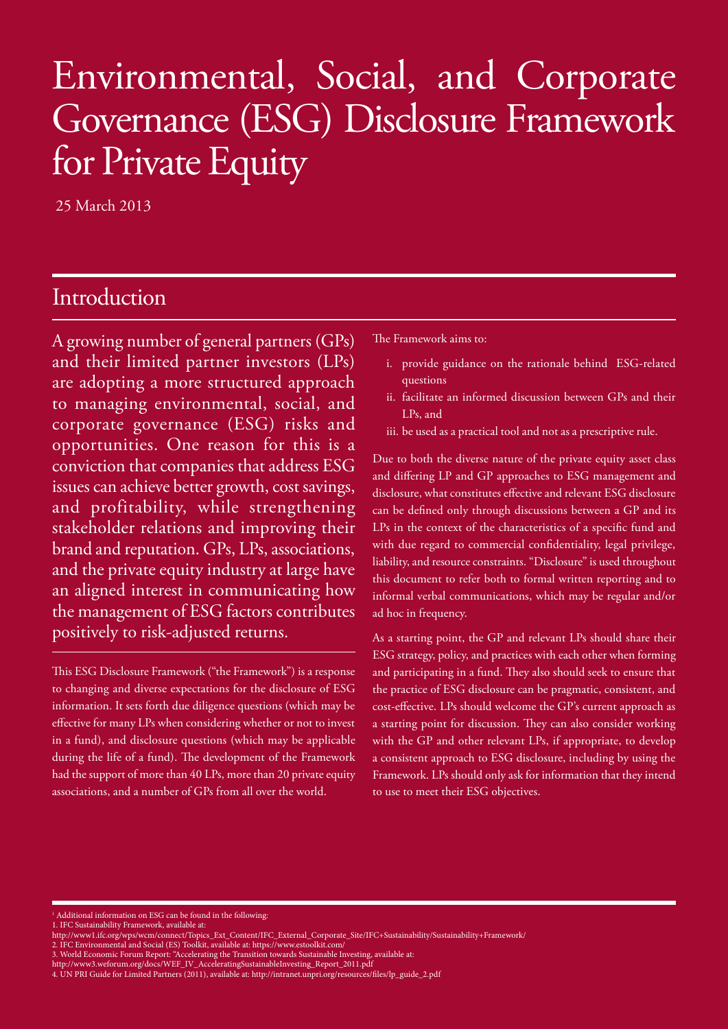# Environmental, Social, and Corporate Governance (ESG) Disclosure Framework for Private Equity

25 March 2013

## Introduction

A growing number of general partners (GPs) and their limited partner investors (LPs) are adopting a more structured approach to managing environmental, social, and corporate governance (ESG) risks and opportunities. One reason for this is a conviction that companies that address ESG issues can achieve better growth, cost savings, and profitability, while strengthening stakeholder relations and improving their brand and reputation. GPs, LPs, associations, and the private equity industry at large have an aligned interest in communicating how the management of ESG factors contributes positively to risk-adjusted returns.

This ESG Disclosure Framework ("the Framework") is a response to changing and diverse expectations for the disclosure of ESG information. It sets forth due diligence questions (which may be effective for many LPs when considering whether or not to invest in a fund), and disclosure questions (which may be applicable during the life of a fund). The development of the Framework had the support of more than 40 LPs, more than 20 private equity associations, and a number of GPs from all over the world.

The Framework aims to:

i. provide guidance on the rationale behind ESG-related questions
ii. facilitate an informed discussion between GPs and their LPs, and
iii. be used as a practical tool and not as a prescriptive rule.

Due to both the diverse nature of the private equity asset class and differing LP and GP approaches to ESG management and disclosure, what constitutes effective and relevant ESG disclosure can be defined only through discussions between a GP and its LPs in the context of the characteristics of a specific fund and with due regard to commercial confidentiality, legal privilege, liability, and resource constraints. "Disclosure" is used throughout this document to refer both to formal written reporting and to informal verbal communications, which may be regular and/or ad hoc in frequency.

As a starting point, the GP and relevant LPs should share their ESG strategy, policy, and practices with each other when forming and participating in a fund. They also should seek to ensure that the practice of ESG disclosure can be pragmatic, consistent, and cost-effective. LPs should welcome the GP's current approach as a starting point for discussion. They can also consider working with the GP and other relevant LPs, if appropriate, to develop a consistent approach to ESG disclosure, including by using the Framework. LPs should only ask for information that they intend to use to meet their ESG objectives.

---

[1] Additional information on ESG can be found in the following:
1. IFC Sustainability Framework, available at: http://www1.ifc.org/wps/wcm/connect/Topics_Ext_Content/IFC_External_Corporate_Site/IFC+Sustainability/Sustainability+Framework/
2. IFC Environmental and Social (ES) Toolkit, available at: https://www.estoolkit.com/
3. World Economic Forum Report: "Accelerating the Transition towards Sustainable Investing, available at: http://www3.weforum.org/docs/WEF_IV_AcceleratingSustainableInvesting_Report_2011.pdf
4. UN PRI Guide for Limited Partners (2011), available at: http://intranet.unpri.org/resources/files/lp_guide_2.pdf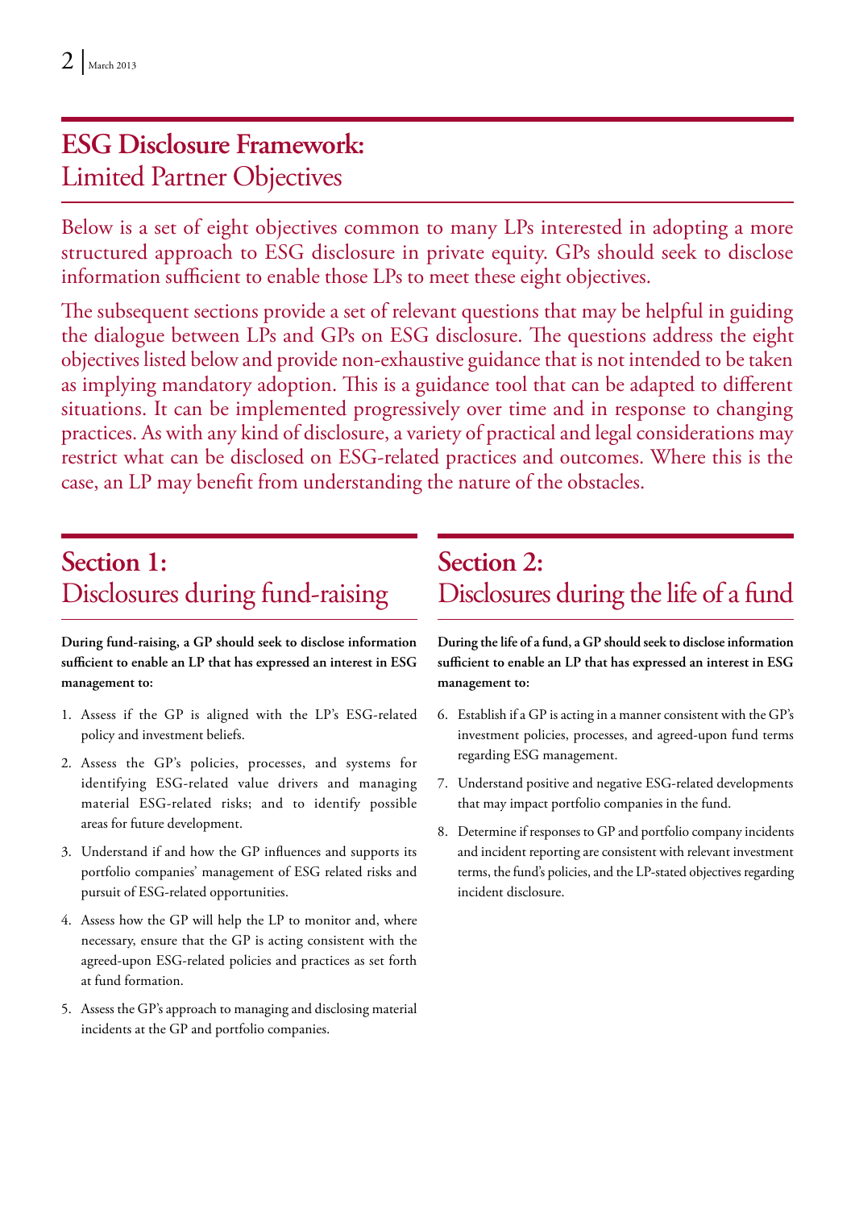# **ESG Disclosure Framework:** Limited Partner Objectives

Below is a set of eight objectives common to many LPs interested in adopting a more structured approach to ESG disclosure in private equity. GPs should seek to disclose information sufficient to enable those LPs to meet these eight objectives.

The subsequent sections provide a set of relevant questions that may be helpful in guiding the dialogue between LPs and GPs on ESG disclosure. The questions address the eight objectives listed below and provide non-exhaustive guidance that is not intended to be taken as implying mandatory adoption. This is a guidance tool that can be adapted to different situations. It can be implemented progressively over time and in response to changing practices. As with any kind of disclosure, a variety of practical and legal considerations may restrict what can be disclosed on ESG-related practices and outcomes. Where this is the case, an LP may benefit from understanding the nature of the obstacles.

## **Section 1:** Disclosures during fund-raising

**During fund-raising, a GP should seek to disclose information sufficient to enable an LP that has expressed an interest in ESG management to:**

1. Assess if the GP is aligned with the LP's ESG-related policy and investment beliefs.
2. Assess the GP's policies, processes, and systems for identifying ESG-related value drivers and managing material ESG-related risks; and to identify possible areas for future development.
3. Understand if and how the GP influences and supports its portfolio companies' management of ESG related risks and pursuit of ESG-related opportunities.
4. Assess how the GP will help the LP to monitor and, where necessary, ensure that the GP is acting consistent with the agreed-upon ESG-related policies and practices as set forth at fund formation.
5. Assess the GP's approach to managing and disclosing material incidents at the GP and portfolio companies.

## **Section 2:** Disclosures during the life of a fund

**During the life of a fund, a GP should seek to disclose information sufficient to enable an LP that has expressed an interest in ESG management to:**

6. Establish if a GP is acting in a manner consistent with the GP's investment policies, processes, and agreed-upon fund terms regarding ESG management.
7. Understand positive and negative ESG-related developments that may impact portfolio companies in the fund.
8. Determine if responses to GP and portfolio company incidents and incident reporting are consistent with relevant investment terms, the fund's policies, and the LP-stated objectives regarding incident disclosure.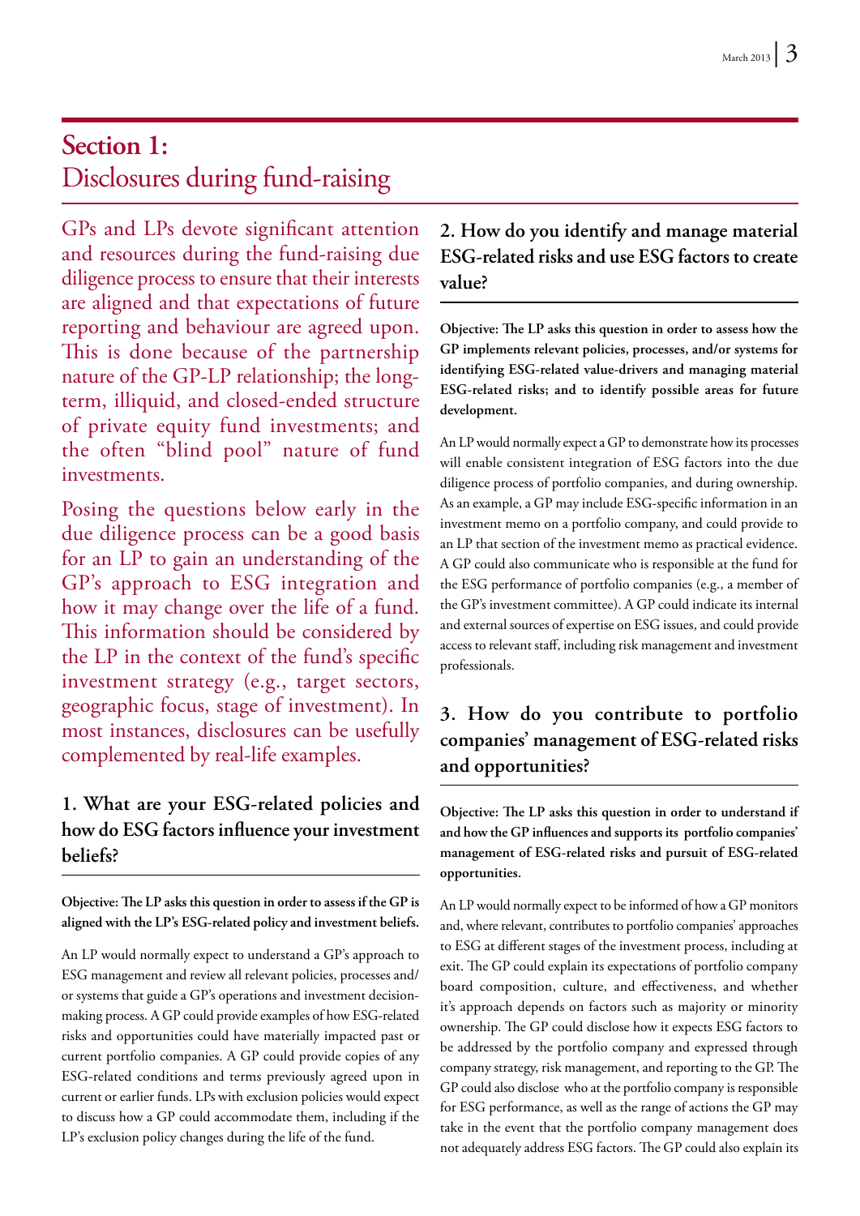# Section 1:
## Disclosures during fund-raising

GPs and LPs devote significant attention and resources during the fund-raising due diligence process to ensure that their interests are aligned and that expectations of future reporting and behaviour are agreed upon. This is done because of the partnership nature of the GP-LP relationship; the long-term, illiquid, and closed-ended structure of private equity fund investments; and the often "blind pool" nature of fund investments.

Posing the questions below early in the due diligence process can be a good basis for an LP to gain an understanding of the GP's approach to ESG integration and how it may change over the life of a fund. This information should be considered by the LP in the context of the fund's specific investment strategy (e.g., target sectors, geographic focus, stage of investment). In most instances, disclosures can be usefully complemented by real-life examples.

### 1. What are your ESG-related policies and how do ESG factors influence your investment beliefs?

**Objective: The LP asks this question in order to assess if the GP is aligned with the LP's ESG-related policy and investment beliefs.**

An LP would normally expect to understand a GP's approach to ESG management and review all relevant policies, processes and/or systems that guide a GP's operations and investment decision-making process. A GP could provide examples of how ESG-related risks and opportunities could have materially impacted past or current portfolio companies. A GP could provide copies of any ESG-related conditions and terms previously agreed upon in current or earlier funds. LPs with exclusion policies would expect to discuss how a GP could accommodate them, including if the LP's exclusion policy changes during the life of the fund.

### 2. How do you identify and manage material ESG-related risks and use ESG factors to create value?

**Objective: The LP asks this question in order to assess how the GP implements relevant policies, processes, and/or systems for identifying ESG-related value-drivers and managing material ESG-related risks; and to identify possible areas for future development.**

An LP would normally expect a GP to demonstrate how its processes will enable consistent integration of ESG factors into the due diligence process of portfolio companies, and during ownership. As an example, a GP may include ESG-specific information in an investment memo on a portfolio company, and could provide to an LP that section of the investment memo as practical evidence. A GP could also communicate who is responsible at the fund for the ESG performance of portfolio companies (e.g., a member of the GP's investment committee). A GP could indicate its internal and external sources of expertise on ESG issues, and could provide access to relevant staff, including risk management and investment professionals.

### 3. How do you contribute to portfolio companies' management of ESG-related risks and opportunities?

**Objective: The LP asks this question in order to understand if and how the GP influences and supports its portfolio companies' management of ESG-related risks and pursuit of ESG-related opportunities.**

An LP would normally expect to be informed of how a GP monitors and, where relevant, contributes to portfolio companies' approaches to ESG at different stages of the investment process, including at exit. The GP could explain its expectations of portfolio company board composition, culture, and effectiveness, and whether it's approach depends on factors such as majority or minority ownership. The GP could disclose how it expects ESG factors to be addressed by the portfolio company and expressed through company strategy, risk management, and reporting to the GP. The GP could also disclose who at the portfolio company is responsible for ESG performance, as well as the range of actions the GP may take in the event that the portfolio company management does not adequately address ESG factors. The GP could also explain its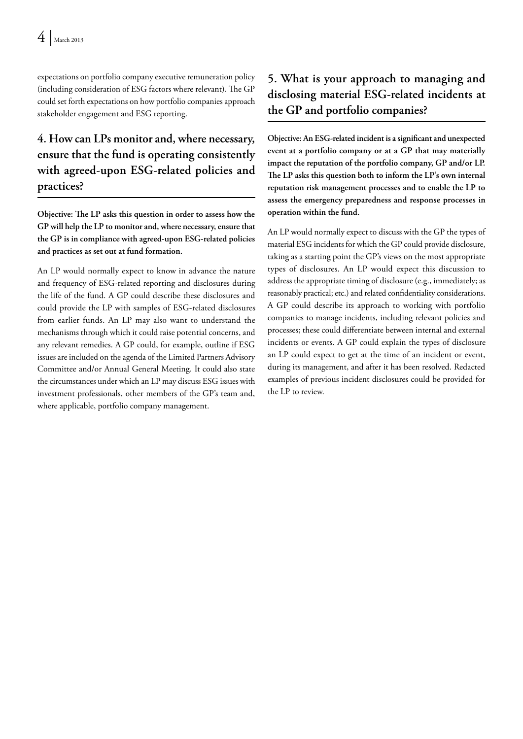expectations on portfolio company executive remuneration policy (including consideration of ESG factors where relevant). The GP could set forth expectations on how portfolio companies approach stakeholder engagement and ESG reporting.

## 4. How can LPs monitor and, where necessary, ensure that the fund is operating consistently with agreed-upon ESG-related policies and practices?

**Objective: The LP asks this question in order to assess how the GP will help the LP to monitor and, where necessary, ensure that the GP is in compliance with agreed-upon ESG-related policies and practices as set out at fund formation.**

An LP would normally expect to know in advance the nature and frequency of ESG-related reporting and disclosures during the life of the fund. A GP could describe these disclosures and could provide the LP with samples of ESG-related disclosures from earlier funds. An LP may also want to understand the mechanisms through which it could raise potential concerns, and any relevant remedies. A GP could, for example, outline if ESG issues are included on the agenda of the Limited Partners Advisory Committee and/or Annual General Meeting. It could also state the circumstances under which an LP may discuss ESG issues with investment professionals, other members of the GP's team and, where applicable, portfolio company management.

## 5. What is your approach to managing and disclosing material ESG-related incidents at the GP and portfolio companies?

**Objective: An ESG-related incident is a significant and unexpected event at a portfolio company or at a GP that may materially impact the reputation of the portfolio company, GP and/or LP. The LP asks this question both to inform the LP's own internal reputation risk management processes and to enable the LP to assess the emergency preparedness and response processes in operation within the fund.**

An LP would normally expect to discuss with the GP the types of material ESG incidents for which the GP could provide disclosure, taking as a starting point the GP's views on the most appropriate types of disclosures. An LP would expect this discussion to address the appropriate timing of disclosure (e.g., immediately; as reasonably practical; etc.) and related confidentiality considerations. A GP could describe its approach to working with portfolio companies to manage incidents, including relevant policies and processes; these could differentiate between internal and external incidents or events. A GP could explain the types of disclosure an LP could expect to get at the time of an incident or event, during its management, and after it has been resolved. Redacted examples of previous incident disclosures could be provided for the LP to review.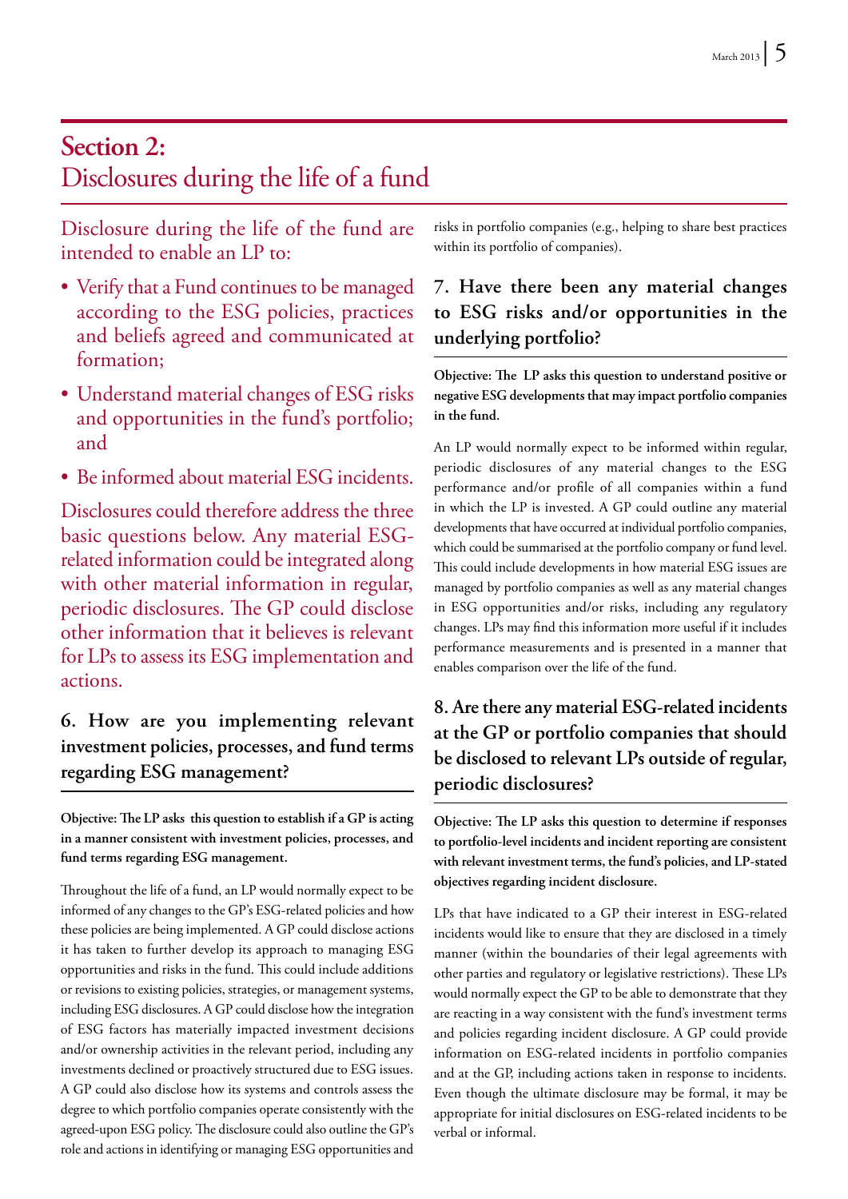# Section 2: Disclosures during the life of a fund

Disclosure during the life of the fund are intended to enable an LP to:

- Verify that a Fund continues to be managed according to the ESG policies, practices and beliefs agreed and communicated at formation;
- Understand material changes of ESG risks and opportunities in the fund's portfolio; and
- Be informed about material ESG incidents.

Disclosures could therefore address the three basic questions below. Any material ESG-related information could be integrated along with other material information in regular, periodic disclosures. The GP could disclose other information that it believes is relevant for LPs to assess its ESG implementation and actions.

### 6. How are you implementing relevant investment policies, processes, and fund terms regarding ESG management?

**Objective: The LP asks this question to establish if a GP is acting in a manner consistent with investment policies, processes, and fund terms regarding ESG management.**

Throughout the life of a fund, an LP would normally expect to be informed of any changes to the GP's ESG-related policies and how these policies are being implemented. A GP could disclose actions it has taken to further develop its approach to managing ESG opportunities and risks in the fund. This could include additions or revisions to existing policies, strategies, or management systems, including ESG disclosures. A GP could disclose how the integration of ESG factors has materially impacted investment decisions and/or ownership activities in the relevant period, including any investments declined or proactively structured due to ESG issues. A GP could also disclose how its systems and controls assess the degree to which portfolio companies operate consistently with the agreed-upon ESG policy. The disclosure could also outline the GP's role and actions in identifying or managing ESG opportunities and risks in portfolio companies (e.g., helping to share best practices within its portfolio of companies).

### 7. Have there been any material changes to ESG risks and/or opportunities in the underlying portfolio?

**Objective: The LP asks this question to understand positive or negative ESG developments that may impact portfolio companies in the fund.**

An LP would normally expect to be informed within regular, periodic disclosures of any material changes to the ESG performance and/or profile of all companies within a fund in which the LP is invested. A GP could outline any material developments that have occurred at individual portfolio companies, which could be summarised at the portfolio company or fund level. This could include developments in how material ESG issues are managed by portfolio companies as well as any material changes in ESG opportunities and/or risks, including any regulatory changes. LPs may find this information more useful if it includes performance measurements and is presented in a manner that enables comparison over the life of the fund.

### 8. Are there any material ESG-related incidents at the GP or portfolio companies that should be disclosed to relevant LPs outside of regular, periodic disclosures?

**Objective: The LP asks this question to determine if responses to portfolio-level incidents and incident reporting are consistent with relevant investment terms, the fund's policies, and LP-stated objectives regarding incident disclosure.**

LPs that have indicated to a GP their interest in ESG-related incidents would like to ensure that they are disclosed in a timely manner (within the boundaries of their legal agreements with other parties and regulatory or legislative restrictions). These LPs would normally expect the GP to be able to demonstrate that they are reacting in a way consistent with the fund's investment terms and policies regarding incident disclosure. A GP could provide information on ESG-related incidents in portfolio companies and at the GP, including actions taken in response to incidents. Even though the ultimate disclosure may be formal, it may be appropriate for initial disclosures on ESG-related incidents to be verbal or informal.